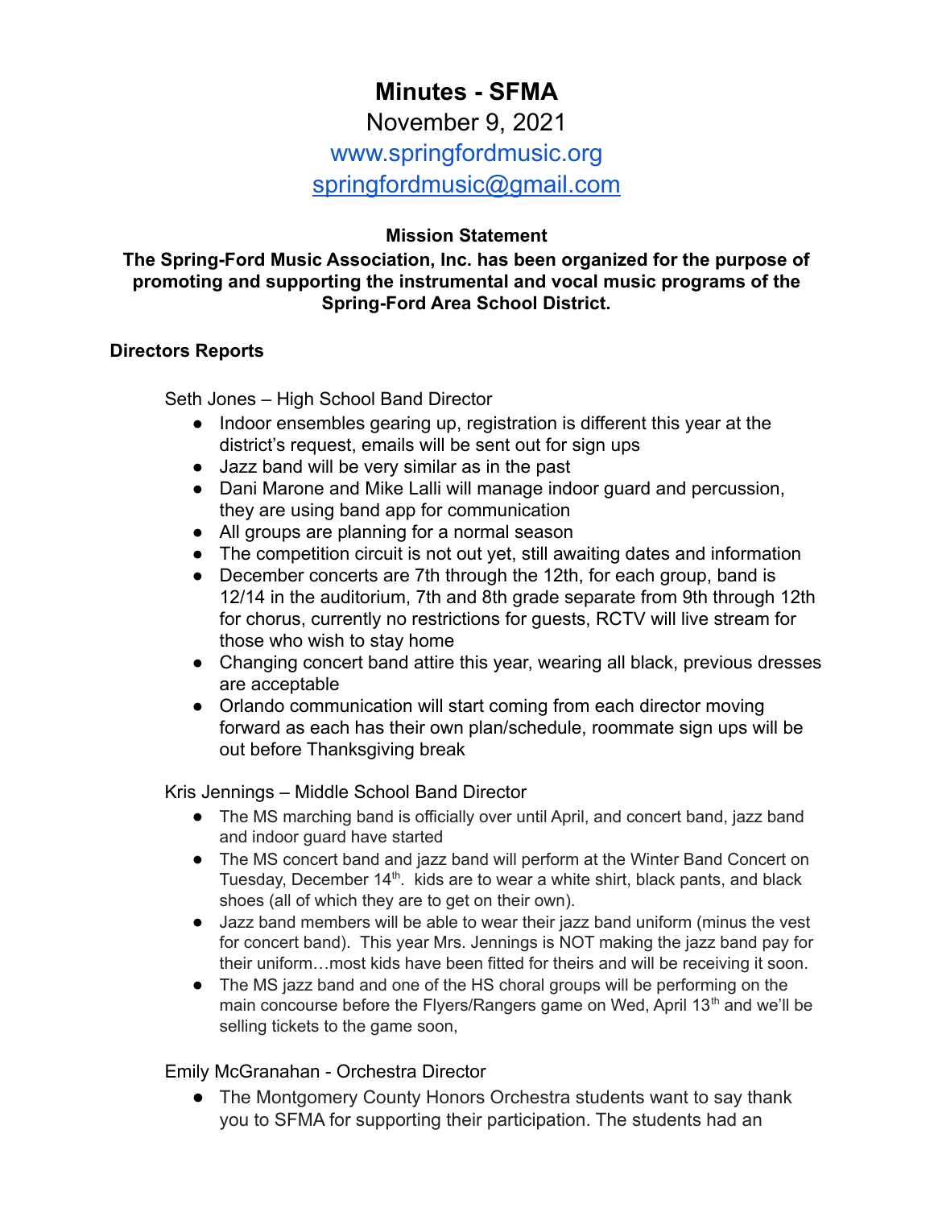# Minutes - SFMA

November 9, 2021

www.springfordmusic.org

springfordmusic@gmail.com

**Mission Statement**

**The Spring-Ford Music Association, Inc. has been organized for the purpose of promoting and supporting the instrumental and vocal music programs of the Spring-Ford Area School District.**

## Directors Reports

Seth Jones – High School Band Director

- Indoor ensembles gearing up, registration is different this year at the district's request, emails will be sent out for sign ups
- Jazz band will be very similar as in the past
- Dani Marone and Mike Lalli will manage indoor guard and percussion, they are using band app for communication
- All groups are planning for a normal season
- The competition circuit is not out yet, still awaiting dates and information
- December concerts are 7th through the 12th, for each group, band is 12/14 in the auditorium, 7th and 8th grade separate from 9th through 12th for chorus, currently no restrictions for guests, RCTV will live stream for those who wish to stay home
- Changing concert band attire this year, wearing all black, previous dresses are acceptable
- Orlando communication will start coming from each director moving forward as each has their own plan/schedule, roommate sign ups will be out before Thanksgiving break

Kris Jennings – Middle School Band Director

- The MS marching band is officially over until April, and concert band, jazz band and indoor guard have started
- The MS concert band and jazz band will perform at the Winter Band Concert on Tuesday, December 14th. kids are to wear a white shirt, black pants, and black shoes (all of which they are to get on their own).
- Jazz band members will be able to wear their jazz band uniform (minus the vest for concert band). This year Mrs. Jennings is NOT making the jazz band pay for their uniform…most kids have been fitted for theirs and will be receiving it soon.
- The MS jazz band and one of the HS choral groups will be performing on the main concourse before the Flyers/Rangers game on Wed, April 13th and we'll be selling tickets to the game soon,

Emily McGranahan - Orchestra Director

- The Montgomery County Honors Orchestra students want to say thank you to SFMA for supporting their participation. The students had an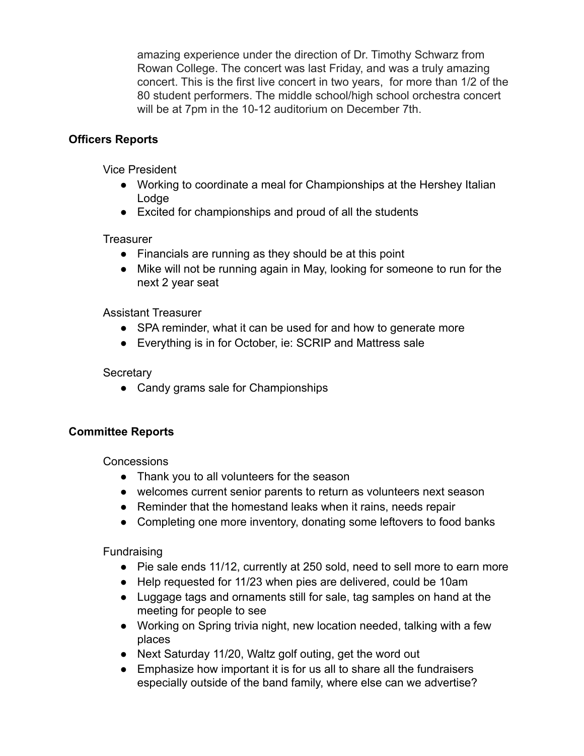amazing experience under the direction of Dr. Timothy Schwarz from Rowan College. The concert was last Friday, and was a truly amazing concert. This is the first live concert in two years, for more than 1/2 of the 80 student performers. The middle school/high school orchestra concert will be at 7pm in the 10-12 auditorium on December 7th.

**Officers Reports**

Vice President

- Working to coordinate a meal for Championships at the Hershey Italian Lodge
- Excited for championships and proud of all the students

Treasurer

- Financials are running as they should be at this point
- Mike will not be running again in May, looking for someone to run for the next 2 year seat

Assistant Treasurer

- SPA reminder, what it can be used for and how to generate more
- Everything is in for October, ie: SCRIP and Mattress sale

Secretary

- Candy grams sale for Championships

**Committee Reports**

Concessions

- Thank you to all volunteers for the season
- welcomes current senior parents to return as volunteers next season
- Reminder that the homestand leaks when it rains, needs repair
- Completing one more inventory, donating some leftovers to food banks

Fundraising

- Pie sale ends 11/12, currently at 250 sold, need to sell more to earn more
- Help requested for 11/23 when pies are delivered, could be 10am
- Luggage tags and ornaments still for sale, tag samples on hand at the meeting for people to see
- Working on Spring trivia night, new location needed, talking with a few places
- Next Saturday 11/20, Waltz golf outing, get the word out
- Emphasize how important it is for us all to share all the fundraisers especially outside of the band family, where else can we advertise?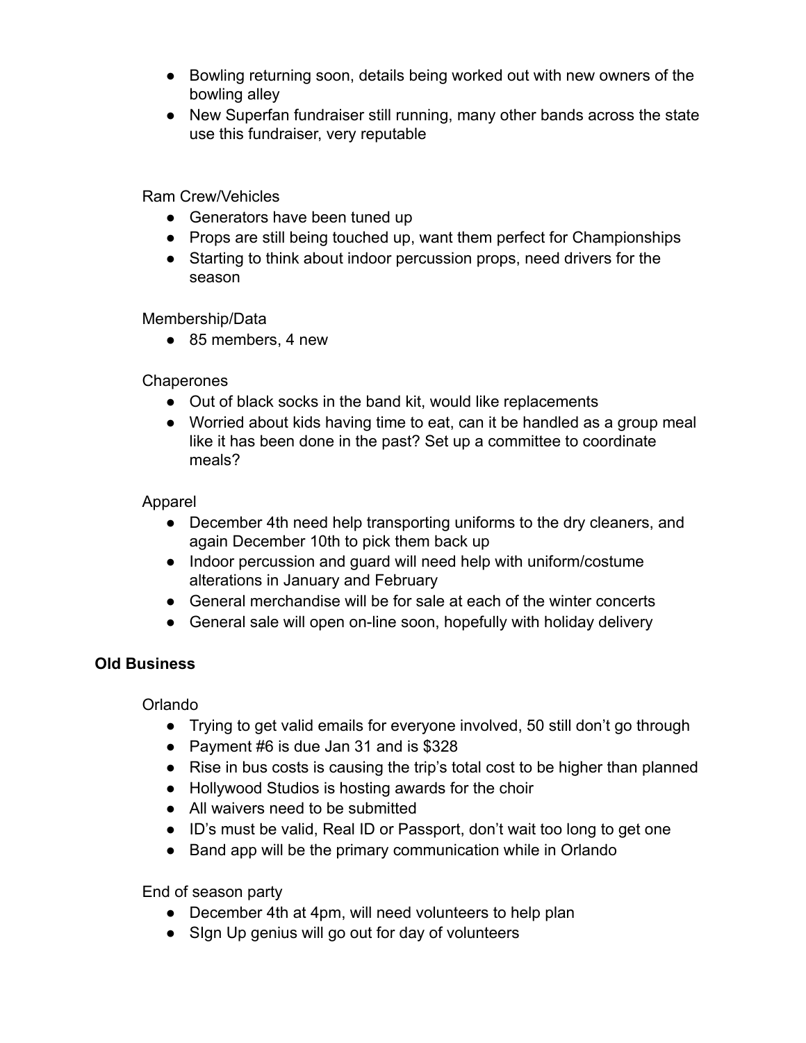- Bowling returning soon, details being worked out with new owners of the bowling alley
- New Superfan fundraiser still running, many other bands across the state use this fundraiser, very reputable

Ram Crew/Vehicles

- Generators have been tuned up
- Props are still being touched up, want them perfect for Championships
- Starting to think about indoor percussion props, need drivers for the season

Membership/Data

- 85 members, 4 new

Chaperones

- Out of black socks in the band kit, would like replacements
- Worried about kids having time to eat, can it be handled as a group meal like it has been done in the past? Set up a committee to coordinate meals?

Apparel

- December 4th need help transporting uniforms to the dry cleaners, and again December 10th to pick them back up
- Indoor percussion and guard will need help with uniform/costume alterations in January and February
- General merchandise will be for sale at each of the winter concerts
- General sale will open on-line soon, hopefully with holiday delivery

**Old Business**

Orlando

- Trying to get valid emails for everyone involved, 50 still don't go through
- Payment #6 is due Jan 31 and is $328
- Rise in bus costs is causing the trip's total cost to be higher than planned
- Hollywood Studios is hosting awards for the choir
- All waivers need to be submitted
- ID's must be valid, Real ID or Passport, don't wait too long to get one
- Band app will be the primary communication while in Orlando

End of season party

- December 4th at 4pm, will need volunteers to help plan
- SIgn Up genius will go out for day of volunteers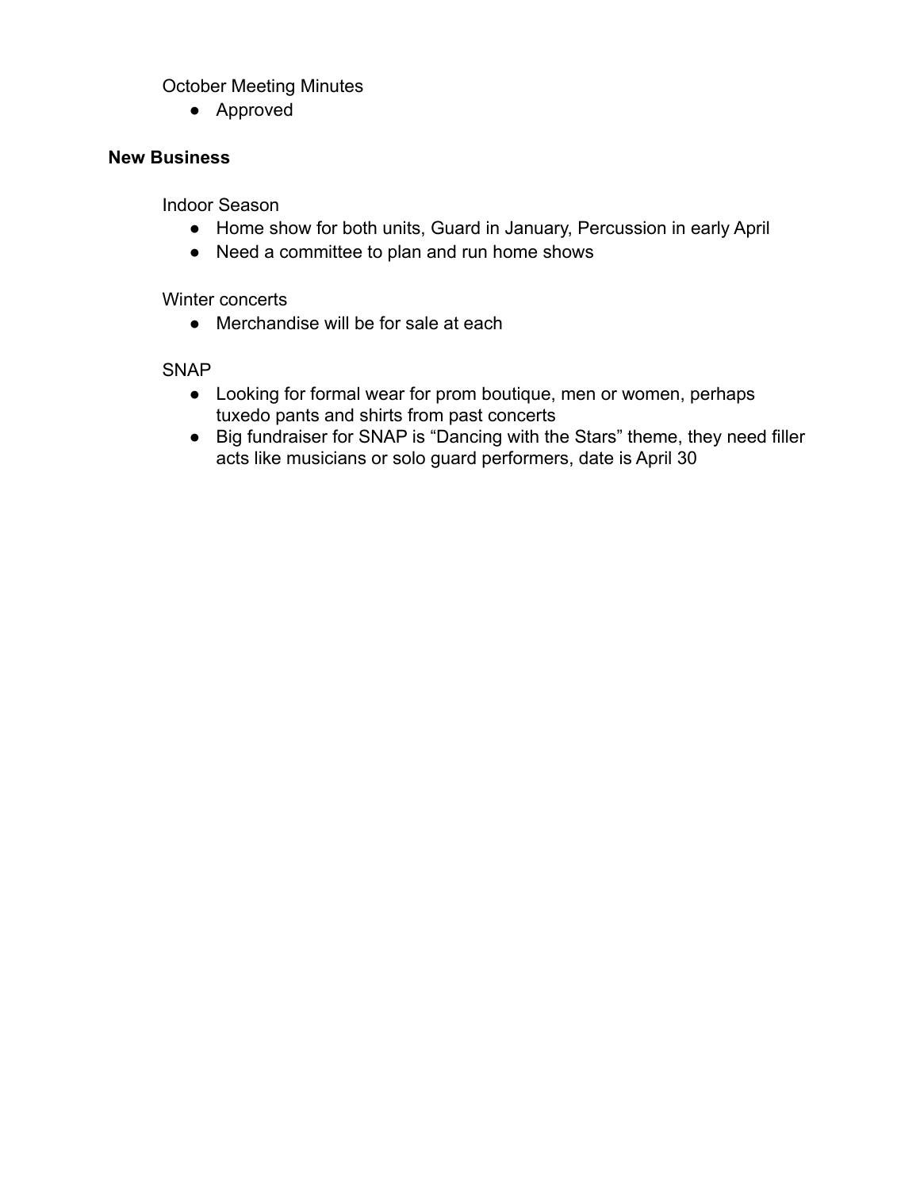October Meeting Minutes

- Approved

**New Business**

Indoor Season

- Home show for both units, Guard in January, Percussion in early April
- Need a committee to plan and run home shows

Winter concerts

- Merchandise will be for sale at each

SNAP

- Looking for formal wear for prom boutique, men or women, perhaps tuxedo pants and shirts from past concerts
- Big fundraiser for SNAP is “Dancing with the Stars” theme, they need filler acts like musicians or solo guard performers, date is April 30